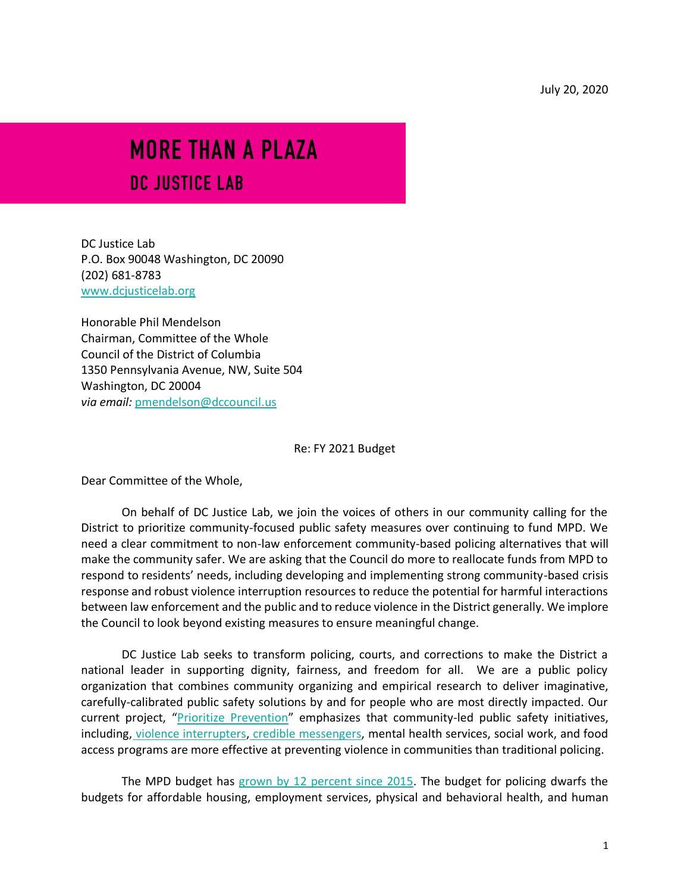July 20, 2020

# MORE THAN A PLAZA
## DC JUSTICE LAB

DC Justice Lab
P.O. Box 90048 Washington, DC 20090
(202) 681-8783
[www.dcjusticelab.org](www.dcjusticelab.org)

Honorable Phil Mendelson
Chairman, Committee of the Whole
Council of the District of Columbia
1350 Pennsylvania Avenue, NW, Suite 504
Washington, DC 20004
*via email:* pmendelson@dccouncil.us

Re: FY 2021 Budget

Dear Committee of the Whole,

On behalf of DC Justice Lab, we join the voices of others in our community calling for the District to prioritize community-focused public safety measures over continuing to fund MPD. We need a clear commitment to non-law enforcement community-based policing alternatives that will make the community safer. We are asking that the Council do more to reallocate funds from MPD to respond to residents' needs, including developing and implementing strong community-based crisis response and robust violence interruption resources to reduce the potential for harmful interactions between law enforcement and the public and to reduce violence in the District generally. We implore the Council to look beyond existing measures to ensure meaningful change.

DC Justice Lab seeks to transform policing, courts, and corrections to make the District a national leader in supporting dignity, fairness, and freedom for all. We are a public policy organization that combines community organizing and empirical research to deliver imaginative, carefully-calibrated public safety solutions by and for people who are most directly impacted. Our current project, "Prioritize Prevention" emphasizes that community-led public safety initiatives, including, violence interrupters, credible messengers, mental health services, social work, and food access programs are more effective at preventing violence in communities than traditional policing.

The MPD budget has grown by 12 percent since 2015. The budget for policing dwarfs the budgets for affordable housing, employment services, physical and behavioral health, and human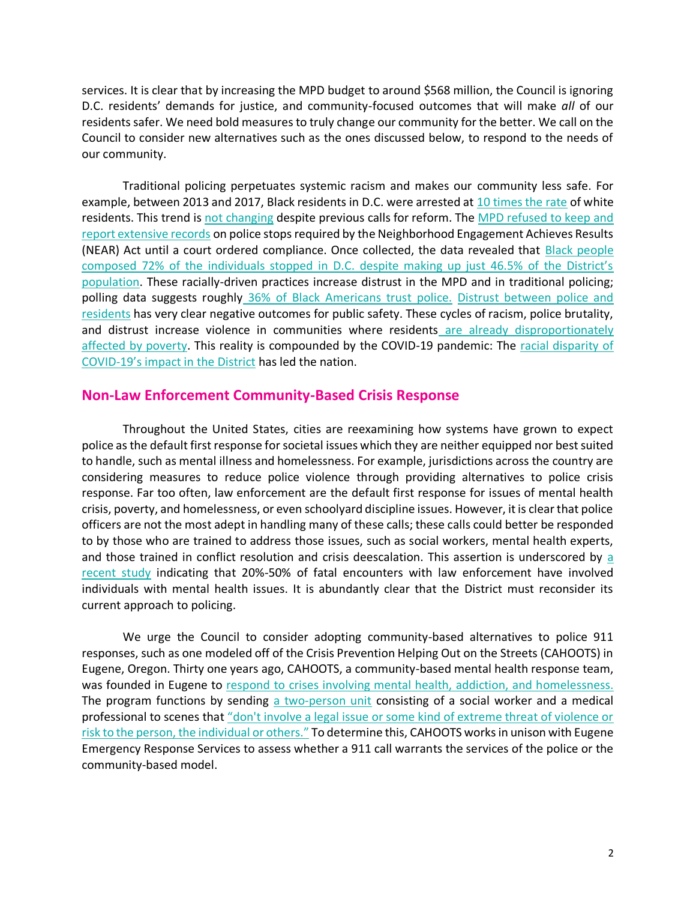services. It is clear that by increasing the MPD budget to around $568 million, the Council is ignoring D.C. residents' demands for justice, and community-focused outcomes that will make *all* of our residents safer. We need bold measures to truly change our community for the better. We call on the Council to consider new alternatives such as the ones discussed below, to respond to the needs of our community.

Traditional policing perpetuates systemic racism and makes our community less safe. For example, between 2013 and 2017, Black residents in D.C. were arrested at 10 times the rate of white residents. This trend is not changing despite previous calls for reform. The MPD refused to keep and report extensive records on police stops required by the Neighborhood Engagement Achieves Results (NEAR) Act until a court ordered compliance. Once collected, the data revealed that Black people composed 72% of the individuals stopped in D.C. despite making up just 46.5% of the District's population. These racially-driven practices increase distrust in the MPD and in traditional policing; polling data suggests roughly 36% of Black Americans trust police. Distrust between police and residents has very clear negative outcomes for public safety. These cycles of racism, police brutality, and distrust increase violence in communities where residents are already disproportionately affected by poverty. This reality is compounded by the COVID-19 pandemic: The racial disparity of COVID-19's impact in the District has led the nation.

## Non-Law Enforcement Community-Based Crisis Response

Throughout the United States, cities are reexamining how systems have grown to expect police as the default first response for societal issues which they are neither equipped nor best suited to handle, such as mental illness and homelessness. For example, jurisdictions across the country are considering measures to reduce police violence through providing alternatives to police crisis response. Far too often, law enforcement are the default first response for issues of mental health crisis, poverty, and homelessness, or even schoolyard discipline issues. However, it is clear that police officers are not the most adept in handling many of these calls; these calls could better be responded to by those who are trained to address those issues, such as social workers, mental health experts, and those trained in conflict resolution and crisis deescalation. This assertion is underscored by a recent study indicating that 20%-50% of fatal encounters with law enforcement have involved individuals with mental health issues. It is abundantly clear that the District must reconsider its current approach to policing.

We urge the Council to consider adopting community-based alternatives to police 911 responses, such as one modeled off of the Crisis Prevention Helping Out on the Streets (CAHOOTS) in Eugene, Oregon. Thirty one years ago, CAHOOTS, a community-based mental health response team, was founded in Eugene to respond to crises involving mental health, addiction, and homelessness. The program functions by sending a two-person unit consisting of a social worker and a medical professional to scenes that "don't involve a legal issue or some kind of extreme threat of violence or risk to the person, the individual or others." To determine this, CAHOOTS works in unison with Eugene Emergency Response Services to assess whether a 911 call warrants the services of the police or the community-based model.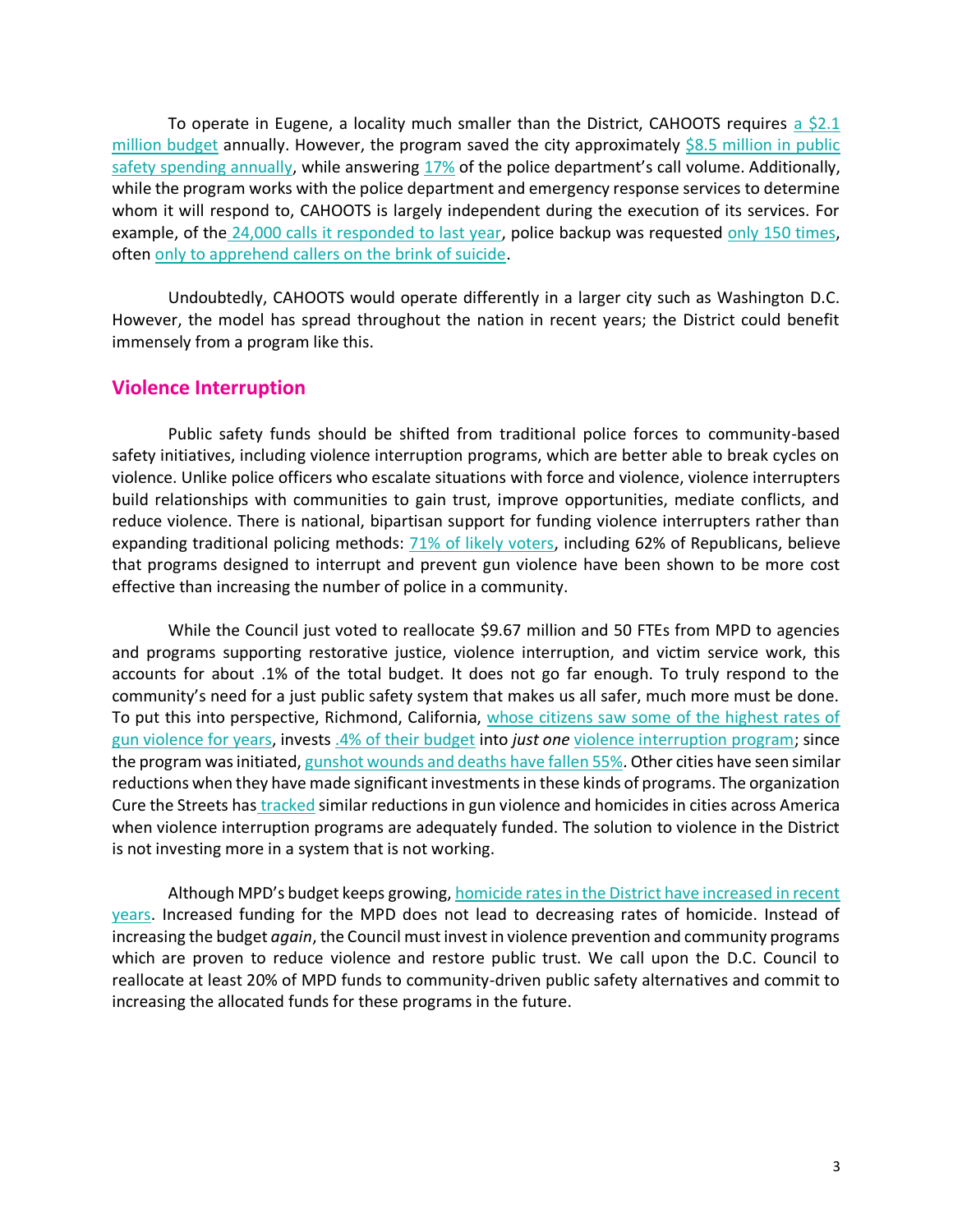To operate in Eugene, a locality much smaller than the District, CAHOOTS requires a $2.1 million budget annually. However, the program saved the city approximately $8.5 million in public safety spending annually, while answering 17% of the police department's call volume. Additionally, while the program works with the police department and emergency response services to determine whom it will respond to, CAHOOTS is largely independent during the execution of its services. For example, of the 24,000 calls it responded to last year, police backup was requested only 150 times, often only to apprehend callers on the brink of suicide.

Undoubtedly, CAHOOTS would operate differently in a larger city such as Washington D.C. However, the model has spread throughout the nation in recent years; the District could benefit immensely from a program like this.

## Violence Interruption

Public safety funds should be shifted from traditional police forces to community-based safety initiatives, including violence interruption programs, which are better able to break cycles on violence. Unlike police officers who escalate situations with force and violence, violence interrupters build relationships with communities to gain trust, improve opportunities, mediate conflicts, and reduce violence. There is national, bipartisan support for funding violence interrupters rather than expanding traditional policing methods: 71% of likely voters, including 62% of Republicans, believe that programs designed to interrupt and prevent gun violence have been shown to be more cost effective than increasing the number of police in a community.

While the Council just voted to reallocate $9.67 million and 50 FTEs from MPD to agencies and programs supporting restorative justice, violence interruption, and victim service work, this accounts for about .1% of the total budget. It does not go far enough. To truly respond to the community's need for a just public safety system that makes us all safer, much more must be done. To put this into perspective, Richmond, California, whose citizens saw some of the highest rates of gun violence for years, invests .4% of their budget into *just one* violence interruption program; since the program was initiated, gunshot wounds and deaths have fallen 55%. Other cities have seen similar reductions when they have made significant investments in these kinds of programs. The organization Cure the Streets has tracked similar reductions in gun violence and homicides in cities across America when violence interruption programs are adequately funded. The solution to violence in the District is not investing more in a system that is not working.

Although MPD's budget keeps growing, homicide rates in the District have increased in recent years. Increased funding for the MPD does not lead to decreasing rates of homicide. Instead of increasing the budget *again*, the Council must invest in violence prevention and community programs which are proven to reduce violence and restore public trust. We call upon the D.C. Council to reallocate at least 20% of MPD funds to community-driven public safety alternatives and commit to increasing the allocated funds for these programs in the future.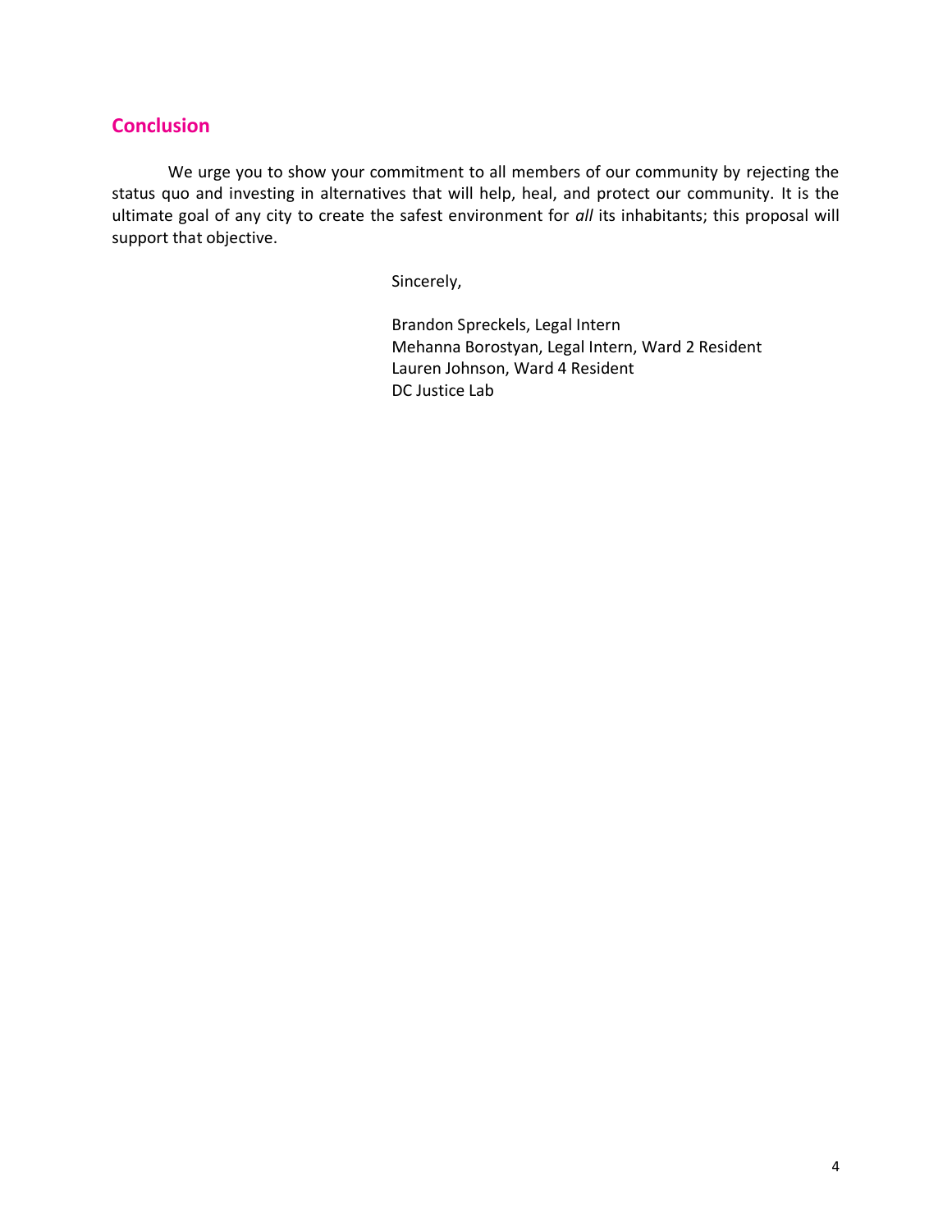## Conclusion

We urge you to show your commitment to all members of our community by rejecting the status quo and investing in alternatives that will help, heal, and protect our community. It is the ultimate goal of any city to create the safest environment for *all* its inhabitants; this proposal will support that objective.

Sincerely,

Brandon Spreckels, Legal Intern
Mehanna Borostyan, Legal Intern, Ward 2 Resident
Lauren Johnson, Ward 4 Resident
DC Justice Lab